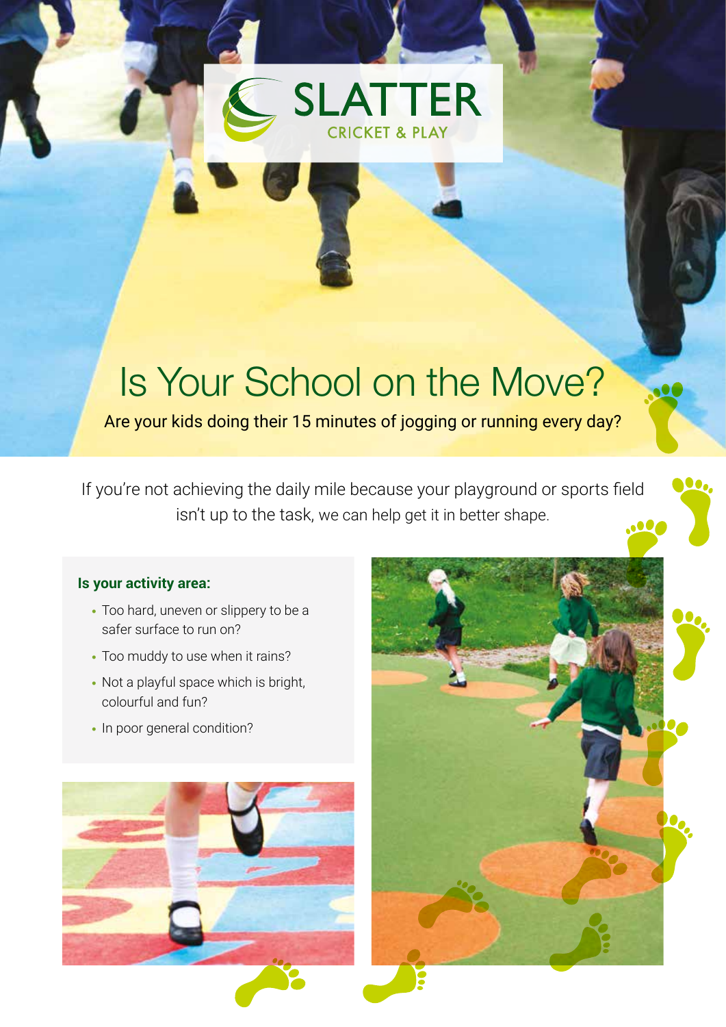SLATTER
CRICKET & PLAY

# Is Your School on the Move?

Are your kids doing their 15 minutes of jogging or running every day?

If you're not achieving the daily mile because your playground or sports field isn't up to the task, we can help get it in better shape.

**Is your activity area:**

- Too hard, uneven or slippery to be a safer surface to run on?
- Too muddy to use when it rains?
- Not a playful space which is bright, colourful and fun?
- In poor general condition?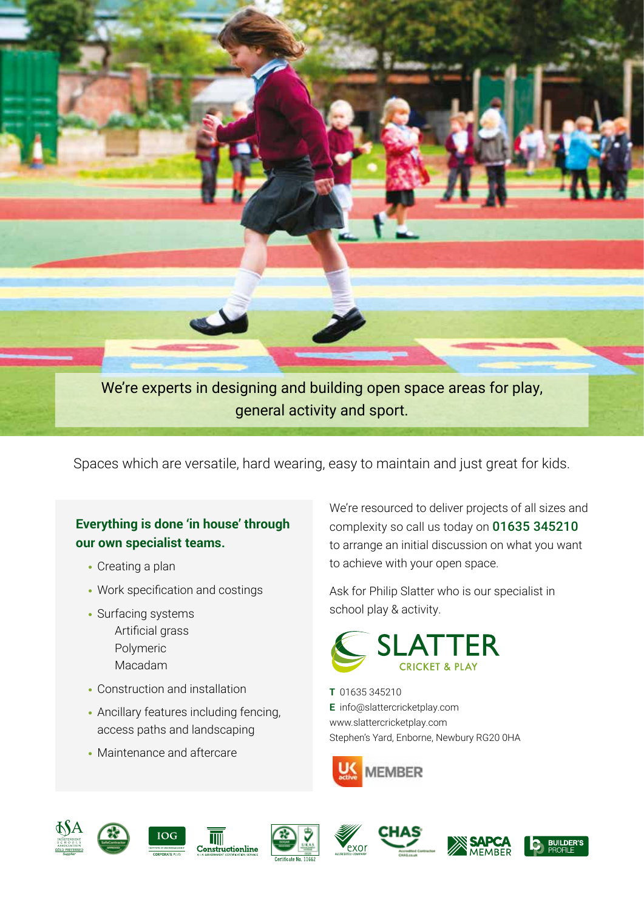We're experts in designing and building open space areas for play, general activity and sport.

Spaces which are versatile, hard wearing, easy to maintain and just great for kids.

**Everything is done 'in house' through our own specialist teams.**

- Creating a plan
- Work specification and costings
- Surfacing systems
  - Artificial grass
  - Polymeric
  - Macadam
- Construction and installation
- Ancillary features including fencing, access paths and landscaping
- Maintenance and aftercare

We're resourced to deliver projects of all sizes and complexity so call us today on **01635 345210** to arrange an initial discussion on what you want to achieve with your open space.

Ask for Philip Slatter who is our specialist in school play & activity.

SLATTER
CRICKET & PLAY

**T** 01635 345210
**E** info@slattercricketplay.com
www.slattercricketplay.com
Stephen's Yard, Enborne, Newbury RG20 0HA

UK active MEMBER

ISA · SafeContractor · IOG · Constructionline · Certificate No. 11662 · exor · CHAS · SAPCA MEMBER · BUILDER'S PROFILE